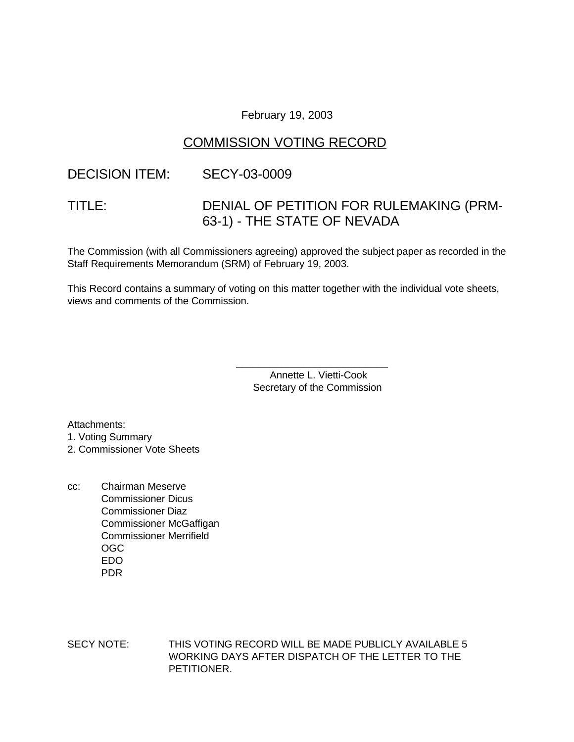February 19, 2003

# COMMISSION VOTING RECORD

DECISION ITEM: SECY-03-0009

TITLE: DENIAL OF PETITION FOR RULEMAKING (PRM-63-1) - THE STATE OF NEVADA

The Commission (with all Commissioners agreeing) approved the subject paper as recorded in the Staff Requirements Memorandum (SRM) of February 19, 2003.

This Record contains a summary of voting on this matter together with the individual vote sheets, views and comments of the Commission.

\_\_\_\_\_\_\_\_\_\_\_\_\_\_\_\_\_\_\_\_\_\_\_\_\_\_\_\_
Annette L. Vietti-Cook
Secretary of the Commission

Attachments:
1. Voting Summary
2. Commissioner Vote Sheets

cc: Chairman Meserve
Commissioner Dicus
Commissioner Diaz
Commissioner McGaffigan
Commissioner Merrifield
OGC
EDO
PDR

SECY NOTE: THIS VOTING RECORD WILL BE MADE PUBLICLY AVAILABLE 5 WORKING DAYS AFTER DISPATCH OF THE LETTER TO THE PETITIONER.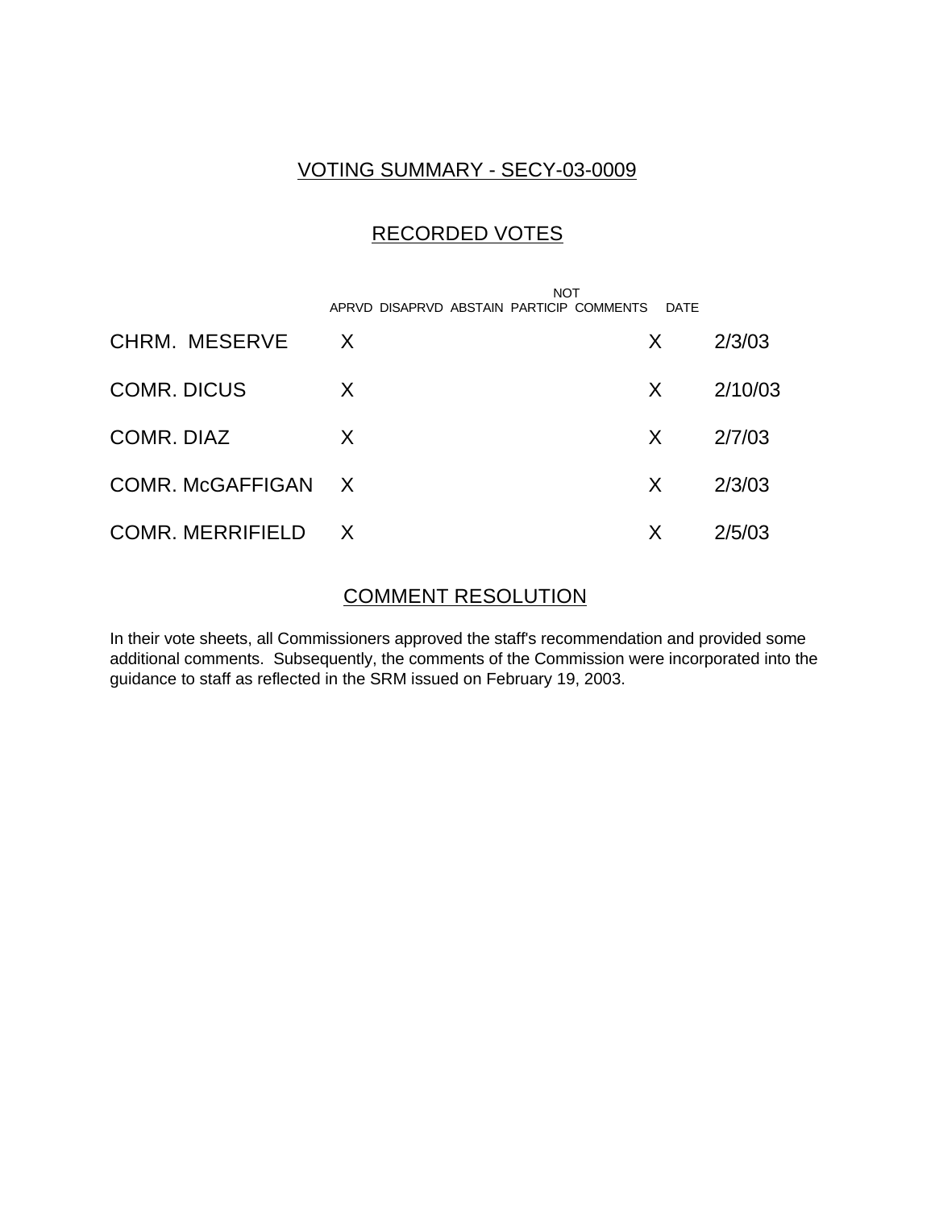## VOTING SUMMARY - SECY-03-0009

## RECORDED VOTES

| | APRVD | DISAPRVD | ABSTAIN | NOT PARTICIP | COMMENTS | DATE |
|---|---|---|---|---|---|---|
| CHRM. MESERVE | X | | | | X | 2/3/03 |
| COMR. DICUS | X | | | | X | 2/10/03 |
| COMR. DIAZ | X | | | | X | 2/7/03 |
| COMR. McGAFFIGAN | X | | | | X | 2/3/03 |
| COMR. MERRIFIELD | X | | | | X | 2/5/03 |

## COMMENT RESOLUTION

In their vote sheets, all Commissioners approved the staff's recommendation and provided some additional comments. Subsequently, the comments of the Commission were incorporated into the guidance to staff as reflected in the SRM issued on February 19, 2003.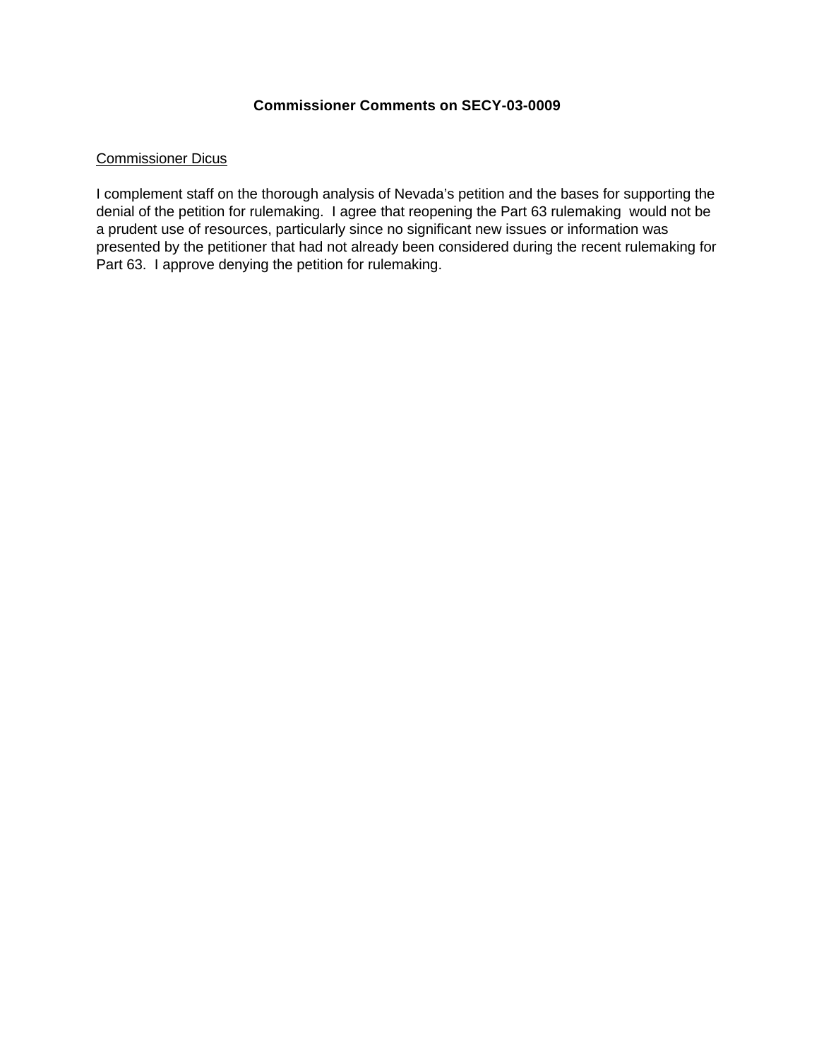**Commissioner Comments on SECY-03-0009**

Commissioner Dicus

I complement staff on the thorough analysis of Nevada's petition and the bases for supporting the denial of the petition for rulemaking. I agree that reopening the Part 63 rulemaking would not be a prudent use of resources, particularly since no significant new issues or information was presented by the petitioner that had not already been considered during the recent rulemaking for Part 63. I approve denying the petition for rulemaking.